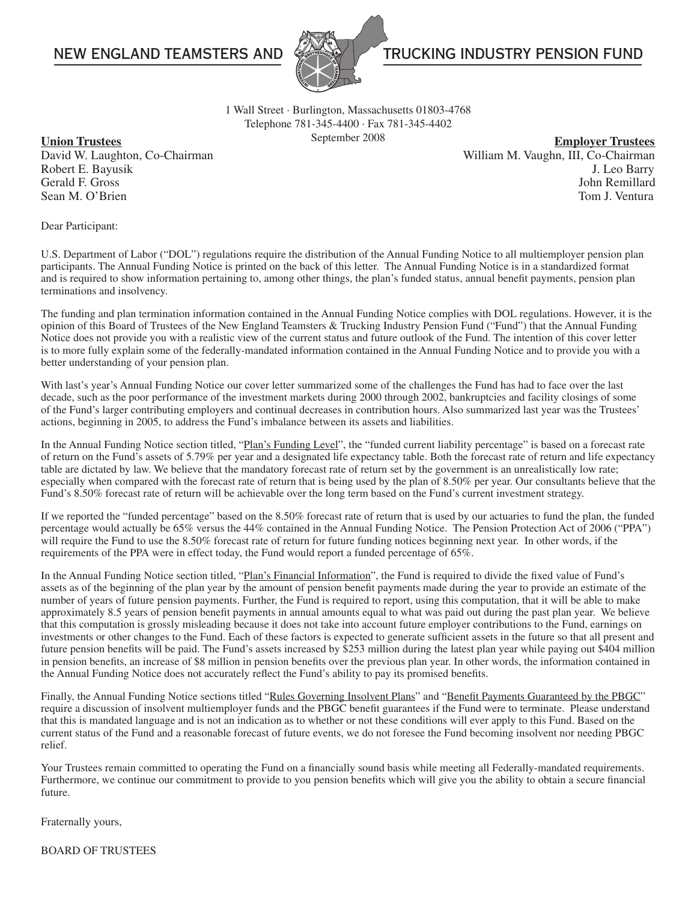# NEW ENGLAND TEAMSTERS AND TRUCKING INDUSTRY PENSION FUND

1 Wall Street · Burlington, Massachusetts 01803-4768
Telephone 781-345-4400 · Fax 781-345-4402
September 2008

**Union Trustees**
David W. Laughton, Co-Chairman
Robert E. Bayusik
Gerald F. Gross
Sean M. O'Brien

**Employer Trustees**
William M. Vaughn, III, Co-Chairman
J. Leo Barry
John Remillard
Tom J. Ventura

Dear Participant:

U.S. Department of Labor ("DOL") regulations require the distribution of the Annual Funding Notice to all multiemployer pension plan participants. The Annual Funding Notice is printed on the back of this letter. The Annual Funding Notice is in a standardized format and is required to show information pertaining to, among other things, the plan's funded status, annual benefit payments, pension plan terminations and insolvency.

The funding and plan termination information contained in the Annual Funding Notice complies with DOL regulations. However, it is the opinion of this Board of Trustees of the New England Teamsters & Trucking Industry Pension Fund ("Fund") that the Annual Funding Notice does not provide you with a realistic view of the current status and future outlook of the Fund. The intention of this cover letter is to more fully explain some of the federally-mandated information contained in the Annual Funding Notice and to provide you with a better understanding of your pension plan.

With last's year's Annual Funding Notice our cover letter summarized some of the challenges the Fund has had to face over the last decade, such as the poor performance of the investment markets during 2000 through 2002, bankruptcies and facility closings of some of the Fund's larger contributing employers and continual decreases in contribution hours. Also summarized last year was the Trustees' actions, beginning in 2005, to address the Fund's imbalance between its assets and liabilities.

In the Annual Funding Notice section titled, "Plan's Funding Level", the "funded current liability percentage" is based on a forecast rate of return on the Fund's assets of 5.79% per year and a designated life expectancy table. Both the forecast rate of return and life expectancy table are dictated by law. We believe that the mandatory forecast rate of return set by the government is an unrealistically low rate; especially when compared with the forecast rate of return that is being used by the plan of 8.50% per year. Our consultants believe that the Fund's 8.50% forecast rate of return will be achievable over the long term based on the Fund's current investment strategy.

If we reported the "funded percentage" based on the 8.50% forecast rate of return that is used by our actuaries to fund the plan, the funded percentage would actually be 65% versus the 44% contained in the Annual Funding Notice. The Pension Protection Act of 2006 ("PPA") will require the Fund to use the 8.50% forecast rate of return for future funding notices beginning next year. In other words, if the requirements of the PPA were in effect today, the Fund would report a funded percentage of 65%.

In the Annual Funding Notice section titled, "Plan's Financial Information", the Fund is required to divide the fixed value of Fund's assets as of the beginning of the plan year by the amount of pension benefit payments made during the year to provide an estimate of the number of years of future pension payments. Further, the Fund is required to report, using this computation, that it will be able to make approximately 8.5 years of pension benefit payments in annual amounts equal to what was paid out during the past plan year. We believe that this computation is grossly misleading because it does not take into account future employer contributions to the Fund, earnings on investments or other changes to the Fund. Each of these factors is expected to generate sufficient assets in the future so that all present and future pension benefits will be paid. The Fund's assets increased by $253 million during the latest plan year while paying out $404 million in pension benefits, an increase of $8 million in pension benefits over the previous plan year. In other words, the information contained in the Annual Funding Notice does not accurately reflect the Fund's ability to pay its promised benefits.

Finally, the Annual Funding Notice sections titled "Rules Governing Insolvent Plans" and "Benefit Payments Guaranteed by the PBGC" require a discussion of insolvent multiemployer funds and the PBGC benefit guarantees if the Fund were to terminate. Please understand that this is mandated language and is not an indication as to whether or not these conditions will ever apply to this Fund. Based on the current status of the Fund and a reasonable forecast of future events, we do not foresee the Fund becoming insolvent nor needing PBGC relief.

Your Trustees remain committed to operating the Fund on a financially sound basis while meeting all Federally-mandated requirements. Furthermore, we continue our commitment to provide to you pension benefits which will give you the ability to obtain a secure financial future.

Fraternally yours,

BOARD OF TRUSTEES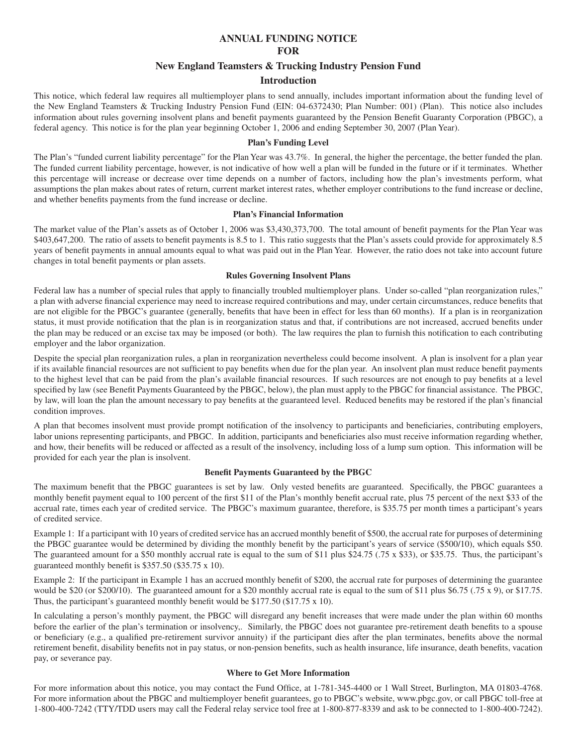# ANNUAL FUNDING NOTICE
# FOR
## New England Teamsters & Trucking Industry Pension Fund
## Introduction

This notice, which federal law requires all multiemployer plans to send annually, includes important information about the funding level of the New England Teamsters & Trucking Industry Pension Fund (EIN: 04-6372430; Plan Number: 001) (Plan). This notice also includes information about rules governing insolvent plans and benefit payments guaranteed by the Pension Benefit Guaranty Corporation (PBGC), a federal agency. This notice is for the plan year beginning October 1, 2006 and ending September 30, 2007 (Plan Year).

### Plan's Funding Level

The Plan's "funded current liability percentage" for the Plan Year was 43.7%. In general, the higher the percentage, the better funded the plan. The funded current liability percentage, however, is not indicative of how well a plan will be funded in the future or if it terminates. Whether this percentage will increase or decrease over time depends on a number of factors, including how the plan's investments perform, what assumptions the plan makes about rates of return, current market interest rates, whether employer contributions to the fund increase or decline, and whether benefits payments from the fund increase or decline.

### Plan's Financial Information

The market value of the Plan's assets as of October 1, 2006 was $3,430,373,700. The total amount of benefit payments for the Plan Year was $403,647,200. The ratio of assets to benefit payments is 8.5 to 1. This ratio suggests that the Plan's assets could provide for approximately 8.5 years of benefit payments in annual amounts equal to what was paid out in the Plan Year. However, the ratio does not take into account future changes in total benefit payments or plan assets.

### Rules Governing Insolvent Plans

Federal law has a number of special rules that apply to financially troubled multiemployer plans. Under so-called "plan reorganization rules," a plan with adverse financial experience may need to increase required contributions and may, under certain circumstances, reduce benefits that are not eligible for the PBGC's guarantee (generally, benefits that have been in effect for less than 60 months). If a plan is in reorganization status, it must provide notification that the plan is in reorganization status and that, if contributions are not increased, accrued benefits under the plan may be reduced or an excise tax may be imposed (or both). The law requires the plan to furnish this notification to each contributing employer and the labor organization.

Despite the special plan reorganization rules, a plan in reorganization nevertheless could become insolvent. A plan is insolvent for a plan year if its available financial resources are not sufficient to pay benefits when due for the plan year. An insolvent plan must reduce benefit payments to the highest level that can be paid from the plan's available financial resources. If such resources are not enough to pay benefits at a level specified by law (see Benefit Payments Guaranteed by the PBGC, below), the plan must apply to the PBGC for financial assistance. The PBGC, by law, will loan the plan the amount necessary to pay benefits at the guaranteed level. Reduced benefits may be restored if the plan's financial condition improves.

A plan that becomes insolvent must provide prompt notification of the insolvency to participants and beneficiaries, contributing employers, labor unions representing participants, and PBGC. In addition, participants and beneficiaries also must receive information regarding whether, and how, their benefits will be reduced or affected as a result of the insolvency, including loss of a lump sum option. This information will be provided for each year the plan is insolvent.

### Benefit Payments Guaranteed by the PBGC

The maximum benefit that the PBGC guarantees is set by law. Only vested benefits are guaranteed. Specifically, the PBGC guarantees a monthly benefit payment equal to 100 percent of the first $11 of the Plan's monthly benefit accrual rate, plus 75 percent of the next $33 of the accrual rate, times each year of credited service. The PBGC's maximum guarantee, therefore, is $35.75 per month times a participant's years of credited service.

Example 1: If a participant with 10 years of credited service has an accrued monthly benefit of $500, the accrual rate for purposes of determining the PBGC guarantee would be determined by dividing the monthly benefit by the participant's years of service ($500/10), which equals $50. The guaranteed amount for a $50 monthly accrual rate is equal to the sum of $11 plus $24.75 (.75 x $33), or $35.75. Thus, the participant's guaranteed monthly benefit is $357.50 ($35.75 x 10).

Example 2: If the participant in Example 1 has an accrued monthly benefit of $200, the accrual rate for purposes of determining the guarantee would be $20 (or $200/10). The guaranteed amount for a $20 monthly accrual rate is equal to the sum of $11 plus $6.75 (.75 x 9), or $17.75. Thus, the participant's guaranteed monthly benefit would be $177.50 ($17.75 x 10).

In calculating a person's monthly payment, the PBGC will disregard any benefit increases that were made under the plan within 60 months before the earlier of the plan's termination or insolvency,. Similarly, the PBGC does not guarantee pre-retirement death benefits to a spouse or beneficiary (e.g., a qualified pre-retirement survivor annuity) if the participant dies after the plan terminates, benefits above the normal retirement benefit, disability benefits not in pay status, or non-pension benefits, such as health insurance, life insurance, death benefits, vacation pay, or severance pay.

### Where to Get More Information

For more information about this notice, you may contact the Fund Office, at 1-781-345-4400 or 1 Wall Street, Burlington, MA 01803-4768. For more information about the PBGC and multiemployer benefit guarantees, go to PBGC's website, www.pbgc.gov, or call PBGC toll-free at 1-800-400-7242 (TTY/TDD users may call the Federal relay service tool free at 1-800-877-8339 and ask to be connected to 1-800-400-7242).